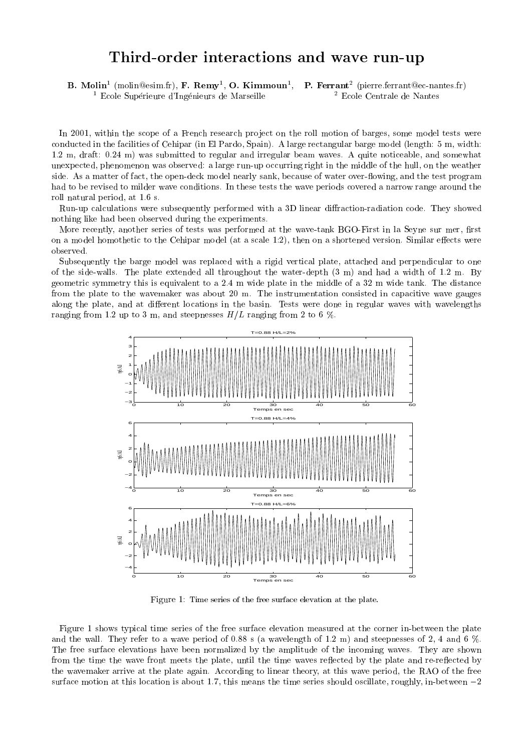# Third-order interactions and wave run-up

**B. Molin**[1] (molin@esim.fr), **F. Remy**[1], **O. Kimmoun**[1], **P. Ferrant**[2] (pierre.ferrant@ec-nantes.fr)
[1] Ecole Supérieure d'Ingénieurs de Marseille [2] Ecole Centrale de Nantes

In 2001, within the scope of a French research project on the roll motion of barges, some model tests were conducted in the facilities of Cehipar (in El Pardo, Spain). A large rectangular barge model (length: 5 m, width: 1.2 m, draft: 0.24 m) was submitted to regular and irregular beam waves. A quite noticeable, and somewhat unexpected, phenomenon was observed: a large run-up occurring right in the middle of the hull, on the weather side. As a matter of fact, the open-deck model nearly sank, because of water over-flowing, and the test program had to be revised to milder wave conditions. In these tests the wave periods covered a narrow range around the roll natural period, at 1.6 s.

Run-up calculations were subsequently performed with a 3D linear diffraction-radiation code. They showed nothing like had been observed during the experiments.

More recently, another series of tests was performed at the wave-tank BGO-First in la Seyne sur mer, first on a model homothetic to the Cehipar model (at a scale 1:2), then on a shortened version. Similar effects were observed.

Subsequently the barge model was replaced with a rigid vertical plate, attached and perpendicular to one of the side-walls. The plate extended all throughout the water-depth (3 m) and had a width of 1.2 m. By geometric symmetry this is equivalent to a 2.4 m wide plate in the middle of a 32 m wide tank. The distance from the plate to the wavemaker was about 20 m. The instrumentation consisted in capacitive wave gauges along the plate, and at different locations in the basin. Tests were done in regular waves with wavelengths ranging from 1.2 up to 3 m, and steepnesses $H/L$ ranging from 2 to 6 %.

Figure 1: Time series of the free surface elevation at the plate.

Figure 1 shows typical time series of the free surface elevation measured at the corner in-between the plate and the wall. They refer to a wave period of 0.88 s (a wavelength of 1.2 m) and steepnesses of 2, 4 and 6 %. The free surface elevations have been normalized by the amplitude of the incoming waves. They are shown from the time the wave front meets the plate, until the time waves reflected by the plate and re-reflected by the wavemaker arrive at the plate again. According to linear theory, at this wave period, the RAO of the free surface motion at this location is about 1.7, this means the time series should oscillate, roughly, in-between $-2$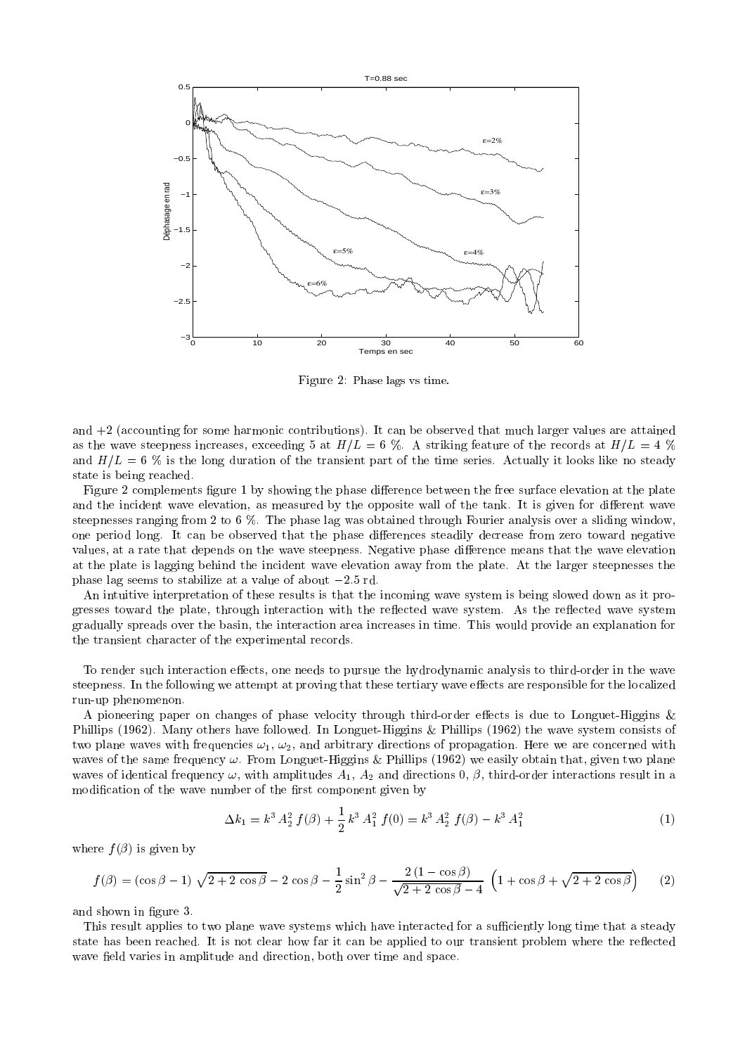Figure 2: Phase lags vs time.

and +2 (accounting for some harmonic contributions). It can be observed that much larger values are attained as the wave steepness increases, exceeding 5 at $H/L = 6$ %. A striking feature of the records at $H/L = 4$ % and $H/L = 6$ % is the long duration of the transient part of the time series. Actually it looks like no steady state is being reached.

Figure 2 complements figure 1 by showing the phase difference between the free surface elevation at the plate and the incident wave elevation, as measured by the opposite wall of the tank. It is given for different wave steepnesses ranging from 2 to 6 %. The phase lag was obtained through Fourier analysis over a sliding window, one period long. It can be observed that the phase differences steadily decrease from zero toward negative values, at a rate that depends on the wave steepness. Negative phase difference means that the wave elevation at the plate is lagging behind the incident wave elevation away from the plate. At the larger steepnesses the phase lag seems to stabilize at a value of about $-2.5$ rd.

An intuitive interpretation of these results is that the incoming wave system is being slowed down as it progresses toward the plate, through interaction with the reflected wave system. As the reflected wave system gradually spreads over the basin, the interaction area increases in time. This would provide an explanation for the transient character of the experimental records.

To render such interaction effects, one needs to pursue the hydrodynamic analysis to third-order in the wave steepness. In the following we attempt at proving that these tertiary wave effects are responsible for the localized run-up phenomenon.

A pioneering paper on changes of phase velocity through third-order effects is due to Longuet-Higgins & Phillips (1962). Many others have followed. In Longuet-Higgins & Phillips (1962) the wave system consists of two plane waves with frequencies $\omega_1$, $\omega_2$, and arbitrary directions of propagation. Here we are concerned with waves of the same frequency $\omega$. From Longuet-Higgins & Phillips (1962) we easily obtain that, given two plane waves of identical frequency $\omega$, with amplitudes $A_1$, $A_2$ and directions 0, $\beta$, third-order interactions result in a modification of the wave number of the first component given by

$$\Delta k_1 = k^3 \, A_2^2 \, f(\beta) + \frac{1}{2} \, k^3 \, A_1^2 \, f(0) = k^3 \, A_2^2 \, f(\beta) - k^3 \, A_1^2 \tag{1}$$

where $f(\beta)$ is given by

$$f(\beta) = (\cos\beta - 1) \, \sqrt{2 + 2\,\cos\beta} - 2\,\cos\beta - \frac{1}{2}\sin^2\beta - \frac{2\,(1-\cos\beta)}{\sqrt{2+2\,\cos\beta} - 4} \, \left(1 + \cos\beta + \sqrt{2 + 2\,\cos\beta}\right) \tag{2}$$

and shown in figure 3.

This result applies to two plane wave systems which have interacted for a sufficiently long time that a steady state has been reached. It is not clear how far it can be applied to our transient problem where the reflected wave field varies in amplitude and direction, both over time and space.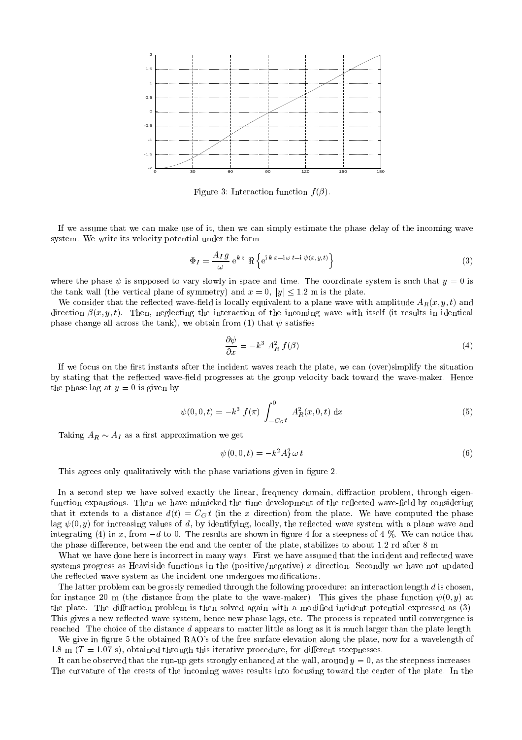Figure 3: Interaction function $f(\beta)$.

If we assume that we can make use of it, then we can simply estimate the phase delay of the incoming wave system. We write its velocity potential under the form

$$\Phi_I = \frac{A_I\, g}{\omega}\, \mathrm{e}^{k\,z}\, \Re\left\{\mathrm{e}^{\mathrm{i}\,k\,x - \mathrm{i}\,\omega\,t - \mathrm{i}\,\psi(x,y,t)}\right\} \tag{3}$$

where the phase $\psi$ is supposed to vary slowly in space and time. The coordinate system is such that $y = 0$ is the tank wall (the vertical plane of symmetry) and $x = 0$, $|y| \leq 1.2$ m is the plate.

We consider that the reflected wave-field is locally equivalent to a plane wave with amplitude $A_R(x, y, t)$ and direction $\beta(x, y, t)$. Then, neglecting the interaction of the incoming wave with itself (it results in identical phase change all across the tank), we obtain from (1) that $\psi$ satisfies

$$\frac{\partial \psi}{\partial x} = -k^3\; A_R^2\, f(\beta) \tag{4}$$

If we focus on the first instants after the incident waves reach the plate, we can (over)simplify the situation by stating that the reflected wave-field progresses at the group velocity back toward the wave-maker. Hence the phase lag at $y = 0$ is given by

$$\psi(0, 0, t) = -k^3\; f(\pi)\; \int_{-C_G\,t}^{0}\; A_R^2(x, 0, t)\; \mathrm{d}x \tag{5}$$

Taking $A_R \sim A_I$ as a first approximation we get

$$\psi(0, 0, t) = -k^2 A_I^2\, \omega\, t \tag{6}$$

This agrees only qualitatively with the phase variations given in figure 2.

In a second step we have solved exactly the linear, frequency domain, diffraction problem, through eigen-function expansions. Then we have mimicked the time development of the reflected wave-field by considering that it extends to a distance $d(t) = C_G\, t$ (in the $x$ direction) from the plate. We have computed the phase lag $\psi(0, y)$ for increasing values of $d$, by identifying, locally, the reflected wave system with a plane wave and integrating (4) in $x$, from $-d$ to 0. The results are shown in figure 4 for a steepness of 4 %. We can notice that the phase difference, between the end and the center of the plate, stabilizes to about 1.2 rd after 8 m.

What we have done here is incorrect in many ways. First we have assumed that the incident and reflected wave systems progress as Heaviside functions in the (positive/negative) $x$ direction. Secondly we have not updated the reflected wave system as the incident one undergoes modifications.

The latter problem can be grossly remedied through the following procedure: an interaction length $d$ is chosen, for instance 20 m (the distance from the plate to the wave-maker). This gives the phase function $\psi(0, y)$ at the plate. The diffraction problem is then solved again with a modified incident potential expressed as (3). This gives a new reflected wave system, hence new phase lags, etc. The process is repeated until convergence is reached. The choice of the distance $d$ appears to matter little as long as it is much larger than the plate length.

We give in figure 5 the obtained RAO's of the free surface elevation along the plate, now for a wavelength of 1.8 m ($T = 1.07$ s), obtained through this iterative procedure, for different steepnesses.

It can be observed that the run-up gets strongly enhanced at the wall, around $y = 0$, as the steepness increases. The curvature of the crests of the incoming waves results into focusing toward the center of the plate. In the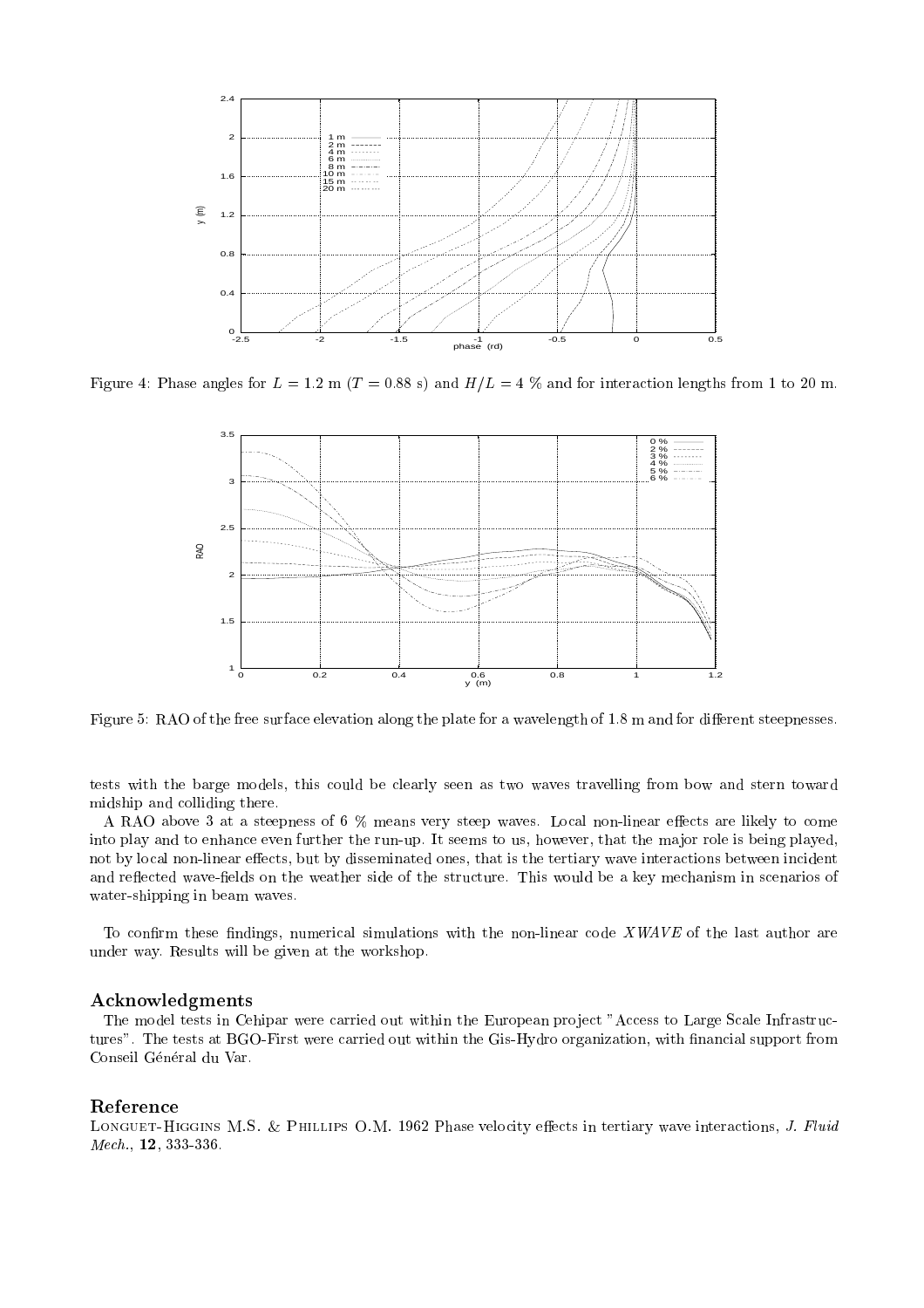2.4

2

1.6

1.2

0.8

0.4

0

y (m)

-2.5 -2 -1.5 -1 -0.5 0 0.5

phase (rd)

1 m
2 m
4 m
6 m
8 m
10 m
15 m
20 m

Figure 4: Phase angles for $L = 1.2$ m ($T = 0.88$ s) and $H/L = 4$ % and for interaction lengths from 1 to 20 m.

3.5

3

2.5

2

1.5

1

RAO

0 0.2 0.4 0.6 0.8 1 1.2

y (m)

0 %
2 %
3 %
4 %
5 %
6 %

Figure 5: RAO of the free surface elevation along the plate for a wavelength of 1.8 m and for different steepnesses.

tests with the barge models, this could be clearly seen as two waves travelling from bow and stern toward midship and colliding there.

A RAO above 3 at a steepness of 6 % means very steep waves. Local non-linear effects are likely to come into play and to enhance even further the run-up. It seems to us, however, that the major role is being played, not by local non-linear effects, but by disseminated ones, that is the tertiary wave interactions between incident and reflected wave-fields on the weather side of the structure. This would be a key mechanism in scenarios of water-shipping in beam waves.

To confirm these findings, numerical simulations with the non-linear code *XWAVE* of the last author are under way. Results will be given at the workshop.

## Acknowledgments

The model tests in Cehipar were carried out within the European project "Access to Large Scale Infrastructures". The tests at BGO-First were carried out within the Gis-Hydro organization, with financial support from Conseil Général du Var.

## Reference

Longuet-Higgins M.S. & Phillips O.M. 1962 Phase velocity effects in tertiary wave interactions, *J. Fluid Mech.*, **12**, 333-336.